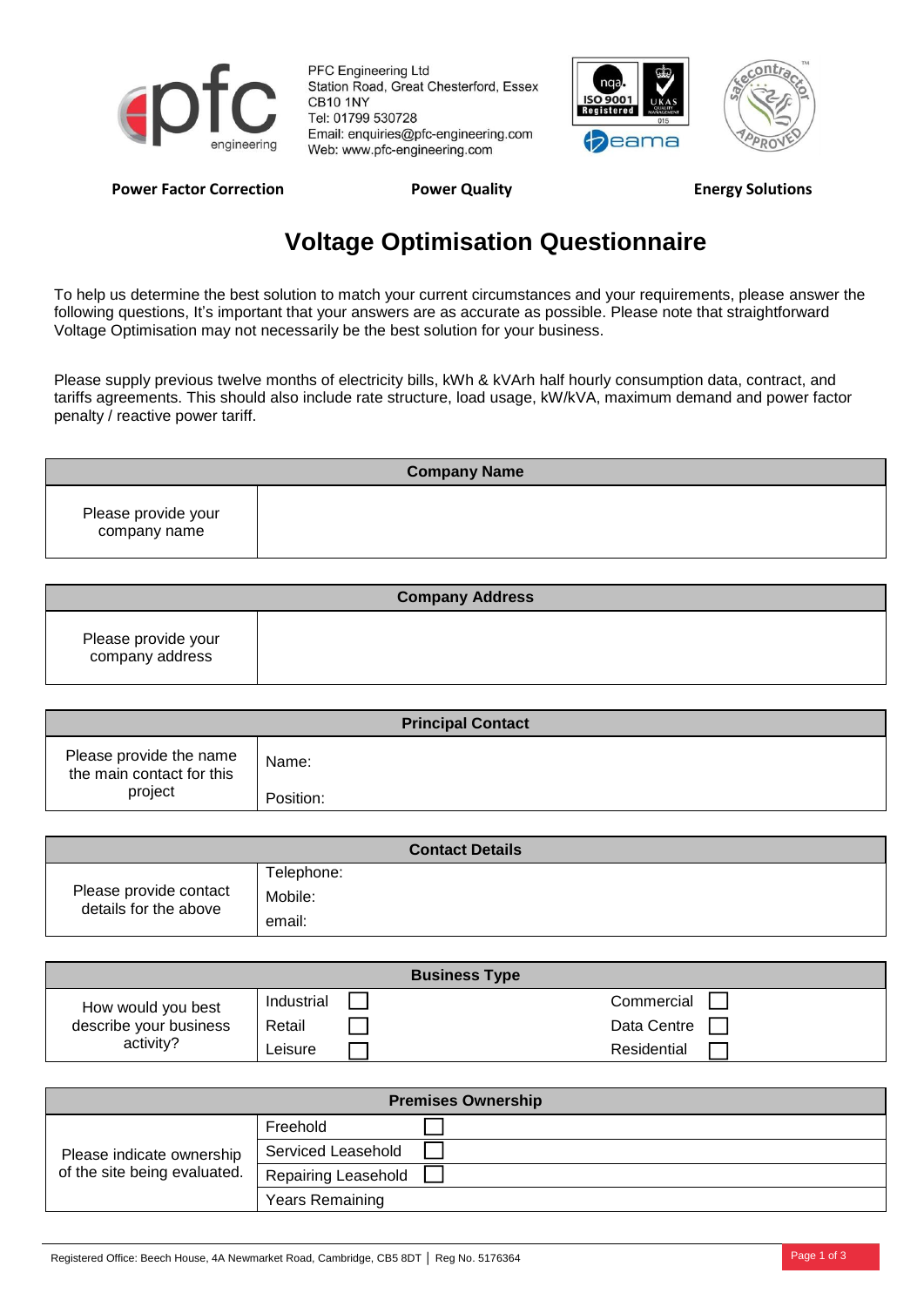PFC Engineering Ltd
Station Road, Great Chesterford, Essex
CB10 1NY
Tel: 01799 530728
Email: enquiries@pfc-engineering.com
Web: www.pfc-engineering.com

**Power Factor Correction** | **Power Quality** | **Energy Solutions**

# Voltage Optimisation Questionnaire

To help us determine the best solution to match your current circumstances and your requirements, please answer the following questions, It's important that your answers are as accurate as possible. Please note that straightforward Voltage Optimisation may not necessarily be the best solution for your business.

Please supply previous twelve months of electricity bills, kWh & kVArh half hourly consumption data, contract, and tariffs agreements. This should also include rate structure, load usage, kW/kVA, maximum demand and power factor penalty / reactive power tariff.

| **Company Name** | |
|---|---|
| Please provide your company name | |

| **Company Address** | |
|---|---|
| Please provide your company address | |

| **Principal Contact** | |
|---|---|
| Please provide the name the main contact for this project | Name:<br>Position: |

| **Contact Details** | |
|---|---|
| Please provide contact details for the above | Telephone:<br>Mobile:<br>email: |

| **Business Type** | | |
|---|---|---|
| How would you best describe your business activity? | Industrial ☐<br>Retail ☐<br>Leisure ☐ | Commercial ☐<br>Data Centre ☐<br>Residential ☐ |

| **Premises Ownership** | |
|---|---|
| Please indicate ownership of the site being evaluated. | Freehold ☐ |
| | Serviced Leasehold ☐ |
| | Repairing Leasehold ☐ |
| | Years Remaining |

Registered Office: Beech House, 4A Newmarket Road, Cambridge, CB5 8DT | Reg No. 5176364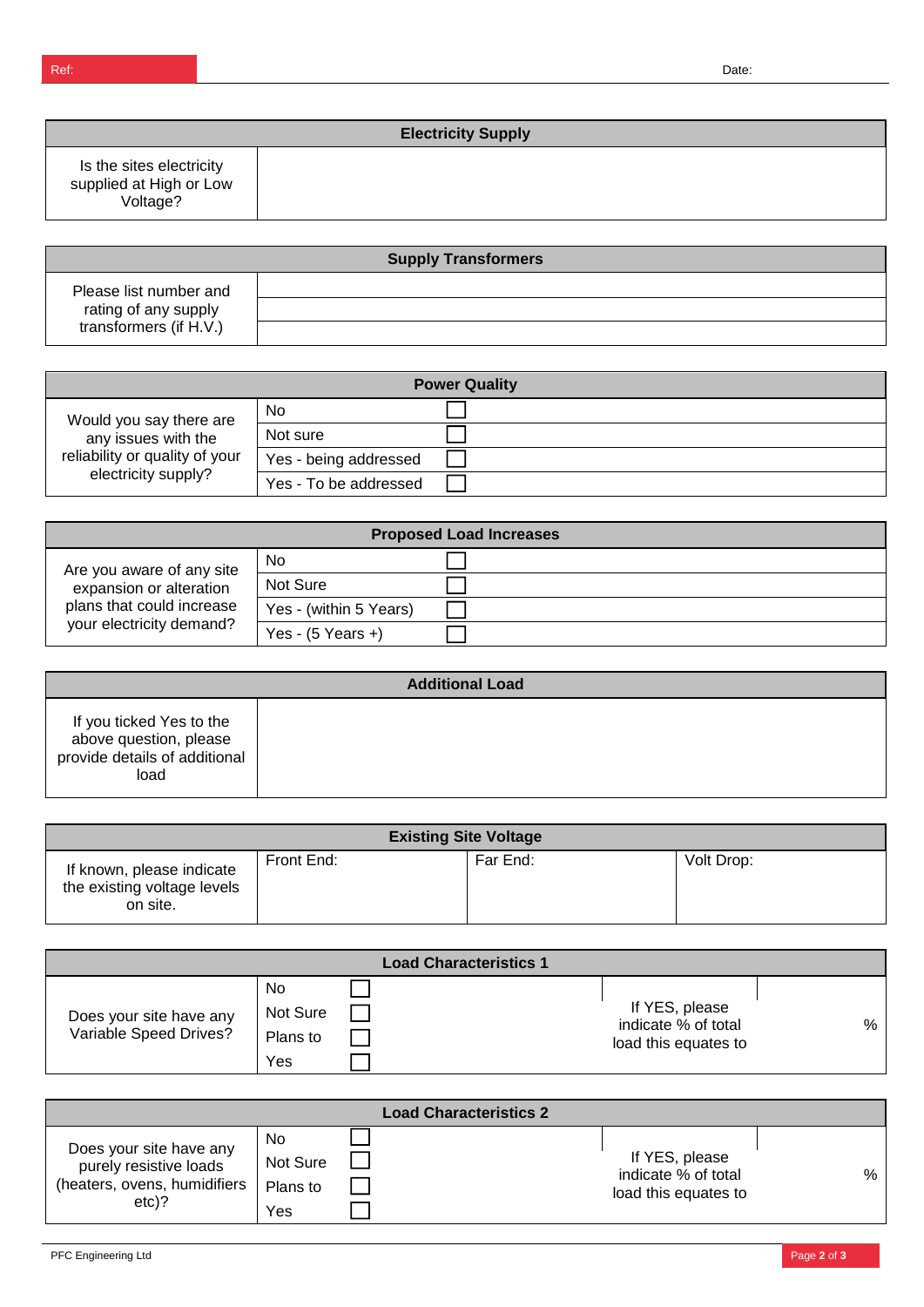Ref: Date:

| Electricity Supply | |
|---|---|
| Is the sites electricity supplied at High or Low Voltage? | |

| Supply Transformers | |
|---|---|
| Please list number and rating of any supply transformers (if H.V.) | |
| | |
| | |

| Power Quality | | |
|---|---|---|
| Would you say there are any issues with the reliability or quality of your electricity supply? | No | ☐ |
| | Not sure | ☐ |
| | Yes - being addressed | ☐ |
| | Yes - To be addressed | ☐ |

| Proposed Load Increases | | |
|---|---|---|
| Are you aware of any site expansion or alteration plans that could increase your electricity demand? | No | ☐ |
| | Not Sure | ☐ |
| | Yes - (within 5 Years) | ☐ |
| | Yes - (5 Years +) | ☐ |

| Additional Load | |
|---|---|
| If you ticked Yes to the above question, please provide details of additional load | |

| Existing Site Voltage | | | |
|---|---|---|---|
| If known, please indicate the existing voltage levels on site. | Front End: | Far End: | Volt Drop: |

| Load Characteristics 1 | | | | |
|---|---|---|---|---|
| Does your site have any Variable Speed Drives? | No | ☐ | If YES, please indicate % of total load this equates to | % |
| | Not Sure | ☐ | | |
| | Plans to | ☐ | | |
| | Yes | ☐ | | |

| Load Characteristics 2 | | | | |
|---|---|---|---|---|
| Does your site have any purely resistive loads (heaters, ovens, humidifiers etc)? | No | ☐ | If YES, please indicate % of total load this equates to | % |
| | Not Sure | ☐ | | |
| | Plans to | ☐ | | |
| | Yes | ☐ | | |

PFC Engineering Ltd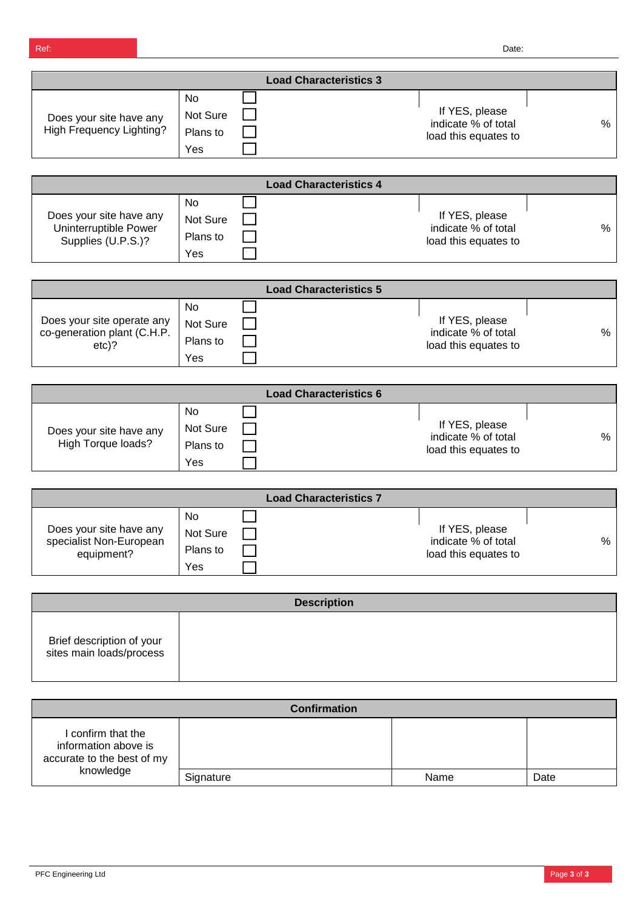Ref:

Date:

| Load Characteristics 3 | | | |
|---|---|---|---|
| Does your site have any High Frequency Lighting? | No ☐<br>Not Sure ☐<br>Plans to ☐<br>Yes ☐ | If YES, please indicate % of total load this equates to | % |

| Load Characteristics 4 | | | |
|---|---|---|---|
| Does your site have any Uninterruptible Power Supplies (U.P.S.)? | No ☐<br>Not Sure ☐<br>Plans to ☐<br>Yes ☐ | If YES, please indicate % of total load this equates to | % |

| Load Characteristics 5 | | | |
|---|---|---|---|
| Does your site operate any co-generation plant (C.H.P. etc)? | No ☐<br>Not Sure ☐<br>Plans to ☐<br>Yes ☐ | If YES, please indicate % of total load this equates to | % |

| Load Characteristics 6 | | | |
|---|---|---|---|
| Does your site have any High Torque loads? | No ☐<br>Not Sure ☐<br>Plans to ☐<br>Yes ☐ | If YES, please indicate % of total load this equates to | % |

| Load Characteristics 7 | | | |
|---|---|---|---|
| Does your site have any specialist Non-European equipment? | No ☐<br>Not Sure ☐<br>Plans to ☐<br>Yes ☐ | If YES, please indicate % of total load this equates to | % |

| Description | |
|---|---|
| Brief description of your sites main loads/process | |

| Confirmation | | | |
|---|---|---|---|
| I confirm that the information above is accurate to the best of my knowledge | | | |
| | Signature | Name | Date |

PFC Engineering Ltd